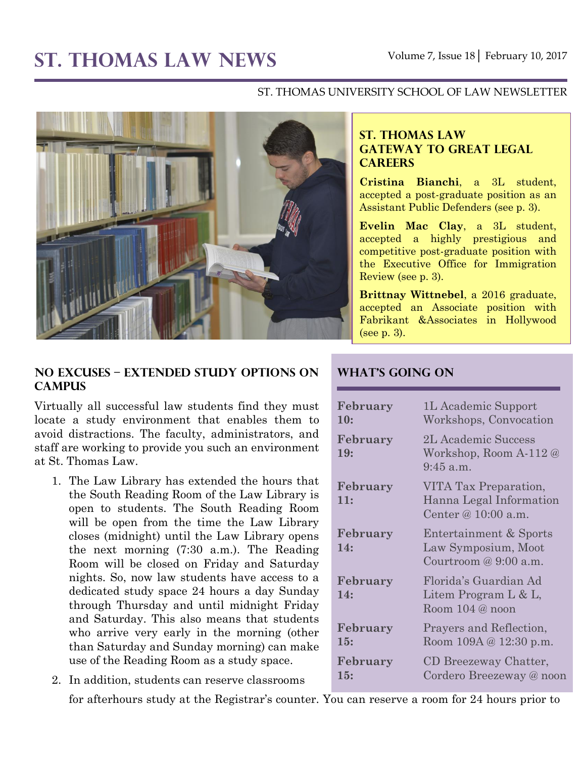# ST. THOMAS LAW NEWS

Volume 7, Issue 18 | February 10, 2017

ST. THOMAS UNIVERSITY SCHOOL OF LAW NEWSLETTER

## ST. THOMAS LAW GATEWAY TO GREAT LEGAL CAREERS

**Cristina Bianchi**, a 3L student, accepted a post-graduate position as an Assistant Public Defenders (see p. 3).

**Evelin Mac Clay**, a 3L student, accepted a highly prestigious and competitive post-graduate position with the Executive Office for Immigration Review (see p. 3).

**Brittnay Wittnebel**, a 2016 graduate, accepted an Associate position with Fabrikant &Associates in Hollywood (see p. 3).

## NO EXCUSES – EXTENDED STUDY OPTIONS ON CAMPUS

Virtually all successful law students find they must locate a study environment that enables them to avoid distractions. The faculty, administrators, and staff are working to provide you such an environment at St. Thomas Law.

1. The Law Library has extended the hours that the South Reading Room of the Law Library is open to students. The South Reading Room will be open from the time the Law Library closes (midnight) until the Law Library opens the next morning (7:30 a.m.). The Reading Room will be closed on Friday and Saturday nights. So, now law students have access to a dedicated study space 24 hours a day Sunday through Thursday and until midnight Friday and Saturday. This also means that students who arrive very early in the morning (other than Saturday and Sunday morning) can make use of the Reading Room as a study space.
2. In addition, students can reserve classrooms for afterhours study at the Registrar's counter. You can reserve a room for 24 hours prior to

## WHAT'S GOING ON

| | |
|---|---|
| **February 10:** | 1L Academic Support Workshops, Convocation |
| **February 19:** | 2L Academic Success Workshop, Room A-112 @ 9:45 a.m. |
| **February 11:** | VITA Tax Preparation, Hanna Legal Information Center @ 10:00 a.m. |
| **February 14:** | Entertainment & Sports Law Symposium, Moot Courtroom @ 9:00 a.m. |
| **February 14:** | Florida's Guardian Ad Litem Program L & L, Room 104 @ noon |
| **February 15:** | Prayers and Reflection, Room 109A @ 12:30 p.m. |
| **February 15:** | CD Breezeway Chatter, Cordero Breezeway @ noon |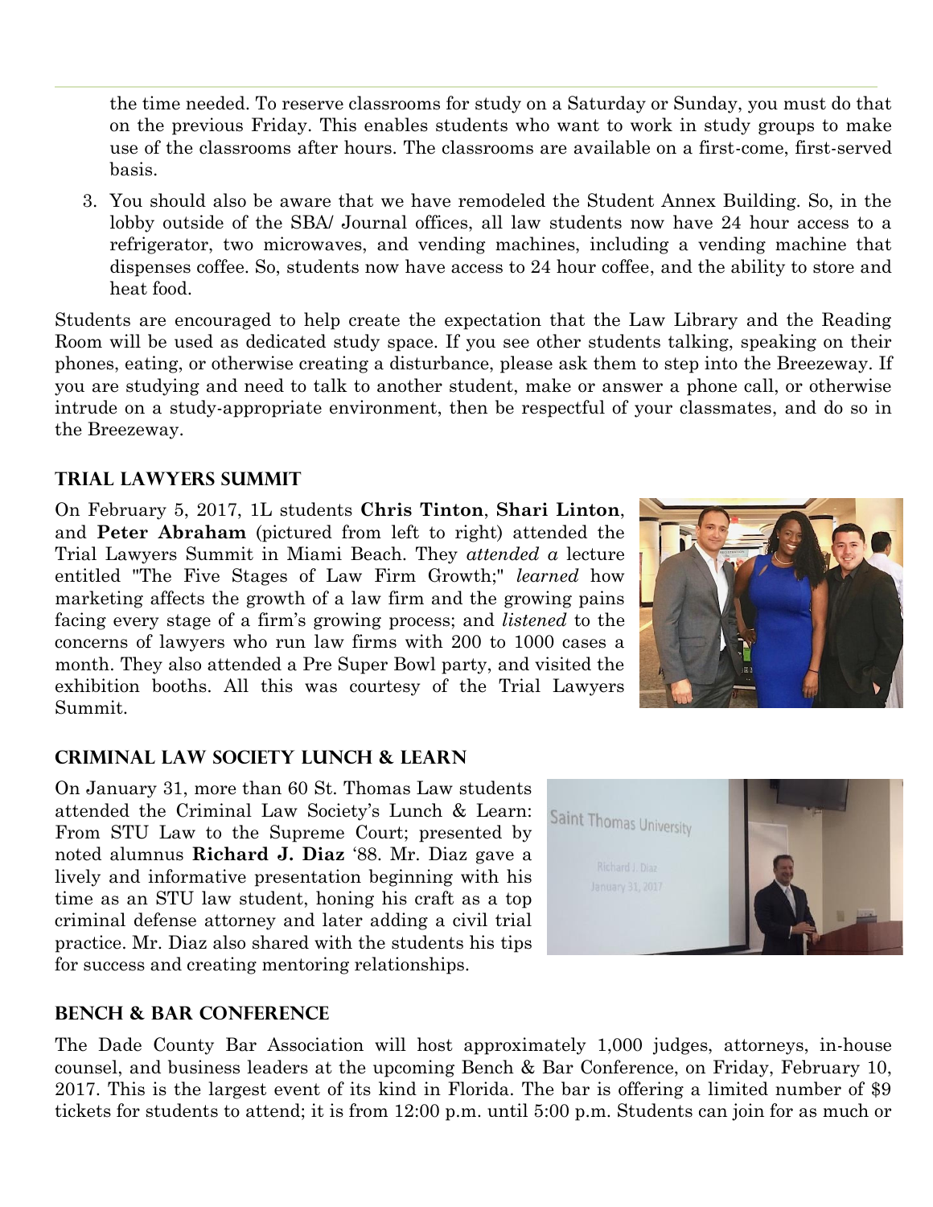the time needed. To reserve classrooms for study on a Saturday or Sunday, you must do that on the previous Friday. This enables students who want to work in study groups to make use of the classrooms after hours. The classrooms are available on a first-come, first-served basis.

3. You should also be aware that we have remodeled the Student Annex Building. So, in the lobby outside of the SBA/ Journal offices, all law students now have 24 hour access to a refrigerator, two microwaves, and vending machines, including a vending machine that dispenses coffee. So, students now have access to 24 hour coffee, and the ability to store and heat food.

Students are encouraged to help create the expectation that the Law Library and the Reading Room will be used as dedicated study space. If you see other students talking, speaking on their phones, eating, or otherwise creating a disturbance, please ask them to step into the Breezeway. If you are studying and need to talk to another student, make or answer a phone call, or otherwise intrude on a study-appropriate environment, then be respectful of your classmates, and do so in the Breezeway.

## Trial Lawyers Summit

On February 5, 2017, 1L students **Chris Tinton**, **Shari Linton**, and **Peter Abraham** (pictured from left to right) attended the Trial Lawyers Summit in Miami Beach. They *attended a* lecture entitled "The Five Stages of Law Firm Growth;" *learned* how marketing affects the growth of a law firm and the growing pains facing every stage of a firm's growing process; and *listened* to the concerns of lawyers who run law firms with 200 to 1000 cases a month. They also attended a Pre Super Bowl party, and visited the exhibition booths. All this was courtesy of the Trial Lawyers Summit.

## Criminal Law Society Lunch & Learn

On January 31, more than 60 St. Thomas Law students attended the Criminal Law Society's Lunch & Learn: From STU Law to the Supreme Court; presented by noted alumnus **Richard J. Diaz** '88. Mr. Diaz gave a lively and informative presentation beginning with his time as an STU law student, honing his craft as a top criminal defense attorney and later adding a civil trial practice. Mr. Diaz also shared with the students his tips for success and creating mentoring relationships.

## Bench & Bar Conference

The Dade County Bar Association will host approximately 1,000 judges, attorneys, in-house counsel, and business leaders at the upcoming Bench & Bar Conference, on Friday, February 10, 2017. This is the largest event of its kind in Florida. The bar is offering a limited number of $9 tickets for students to attend; it is from 12:00 p.m. until 5:00 p.m. Students can join for as much or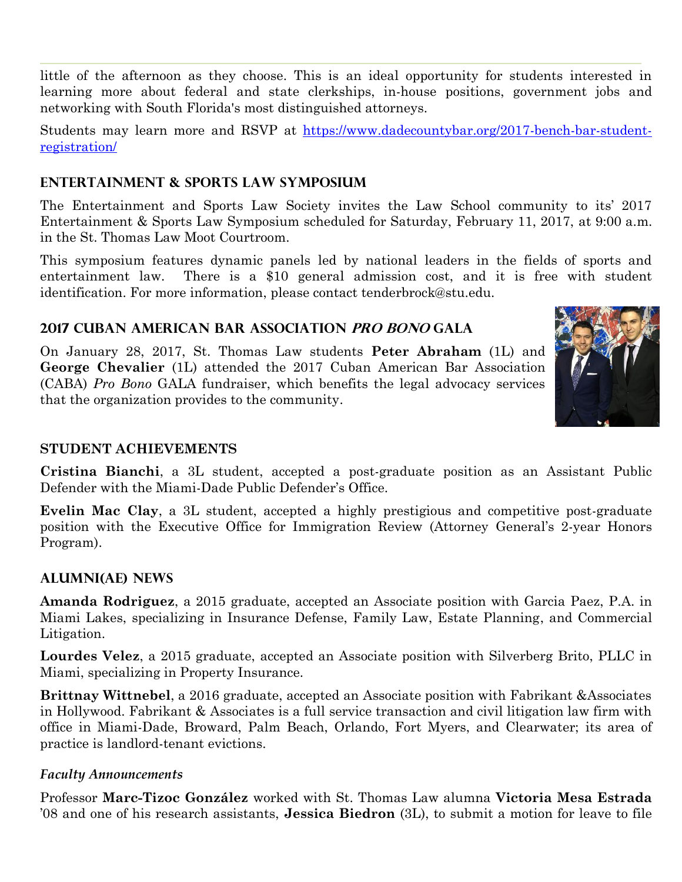little of the afternoon as they choose. This is an ideal opportunity for students interested in learning more about federal and state clerkships, in-house positions, government jobs and networking with South Florida's most distinguished attorneys.

Students may learn more and RSVP at [https://www.dadecountybar.org/2017-bench-bar-student-registration/](https://www.dadecountybar.org/2017-bench-bar-student-registration/)

## Entertainment & Sports Law Symposium

The Entertainment and Sports Law Society invites the Law School community to its' 2017 Entertainment & Sports Law Symposium scheduled for Saturday, February 11, 2017, at 9:00 a.m. in the St. Thomas Law Moot Courtroom.

This symposium features dynamic panels led by national leaders in the fields of sports and entertainment law. There is a $10 general admission cost, and it is free with student identification. For more information, please contact tenderbrock@stu.edu.

## 2017 Cuban American Bar Association *Pro Bono* Gala

On January 28, 2017, St. Thomas Law students **Peter Abraham** (1L) and **George Chevalier** (1L) attended the 2017 Cuban American Bar Association (CABA) *Pro Bono* GALA fundraiser, which benefits the legal advocacy services that the organization provides to the community.

## Student Achievements

**Cristina Bianchi**, a 3L student, accepted a post-graduate position as an Assistant Public Defender with the Miami-Dade Public Defender's Office.

**Evelin Mac Clay**, a 3L student, accepted a highly prestigious and competitive post-graduate position with the Executive Office for Immigration Review (Attorney General's 2-year Honors Program).

## Alumni(ae) News

**Amanda Rodriguez**, a 2015 graduate, accepted an Associate position with Garcia Paez, P.A. in Miami Lakes, specializing in Insurance Defense, Family Law, Estate Planning, and Commercial Litigation.

**Lourdes Velez**, a 2015 graduate, accepted an Associate position with Silverberg Brito, PLLC in Miami, specializing in Property Insurance.

**Brittnay Wittnebel**, a 2016 graduate, accepted an Associate position with Fabrikant &Associates in Hollywood. Fabrikant & Associates is a full service transaction and civil litigation law firm with office in Miami-Dade, Broward, Palm Beach, Orlando, Fort Myers, and Clearwater; its area of practice is landlord-tenant evictions.

### *Faculty Announcements*

Professor **Marc-Tizoc González** worked with St. Thomas Law alumna **Victoria Mesa Estrada** '08 and one of his research assistants, **Jessica Biedron** (3L), to submit a motion for leave to file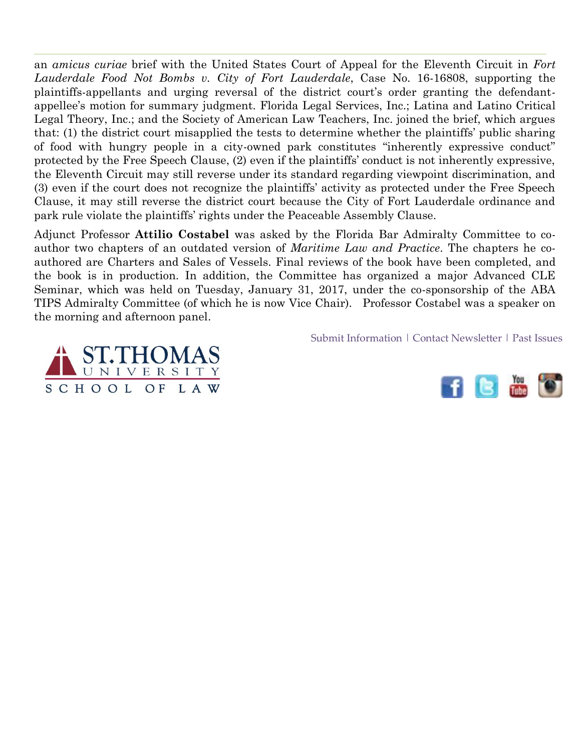an *amicus curiae* brief with the United States Court of Appeal for the Eleventh Circuit in *Fort Lauderdale Food Not Bombs v. City of Fort Lauderdale*, Case No. 16-16808, supporting the plaintiffs-appellants and urging reversal of the district court's order granting the defendant-appellee's motion for summary judgment. Florida Legal Services, Inc.; Latina and Latino Critical Legal Theory, Inc.; and the Society of American Law Teachers, Inc. joined the brief, which argues that: (1) the district court misapplied the tests to determine whether the plaintiffs' public sharing of food with hungry people in a city-owned park constitutes "inherently expressive conduct" protected by the Free Speech Clause, (2) even if the plaintiffs' conduct is not inherently expressive, the Eleventh Circuit may still reverse under its standard regarding viewpoint discrimination, and (3) even if the court does not recognize the plaintiffs' activity as protected under the Free Speech Clause, it may still reverse the district court because the City of Fort Lauderdale ordinance and park rule violate the plaintiffs' rights under the Peaceable Assembly Clause.

Adjunct Professor **Attilio Costabel** was asked by the Florida Bar Admiralty Committee to co-author two chapters of an outdated version of *Maritime Law and Practice*. The chapters he co-authored are Charters and Sales of Vessels. Final reviews of the book have been completed, and the book is in production. In addition, the Committee has organized a major Advanced CLE Seminar, which was held on Tuesday, January 31, 2017, under the co-sponsorship of the ABA TIPS Admiralty Committee (of which he is now Vice Chair). Professor Costabel was a speaker on the morning and afternoon panel.

Submit Information | Contact Newsletter | Past Issues

ST.THOMAS UNIVERSITY SCHOOL OF LAW